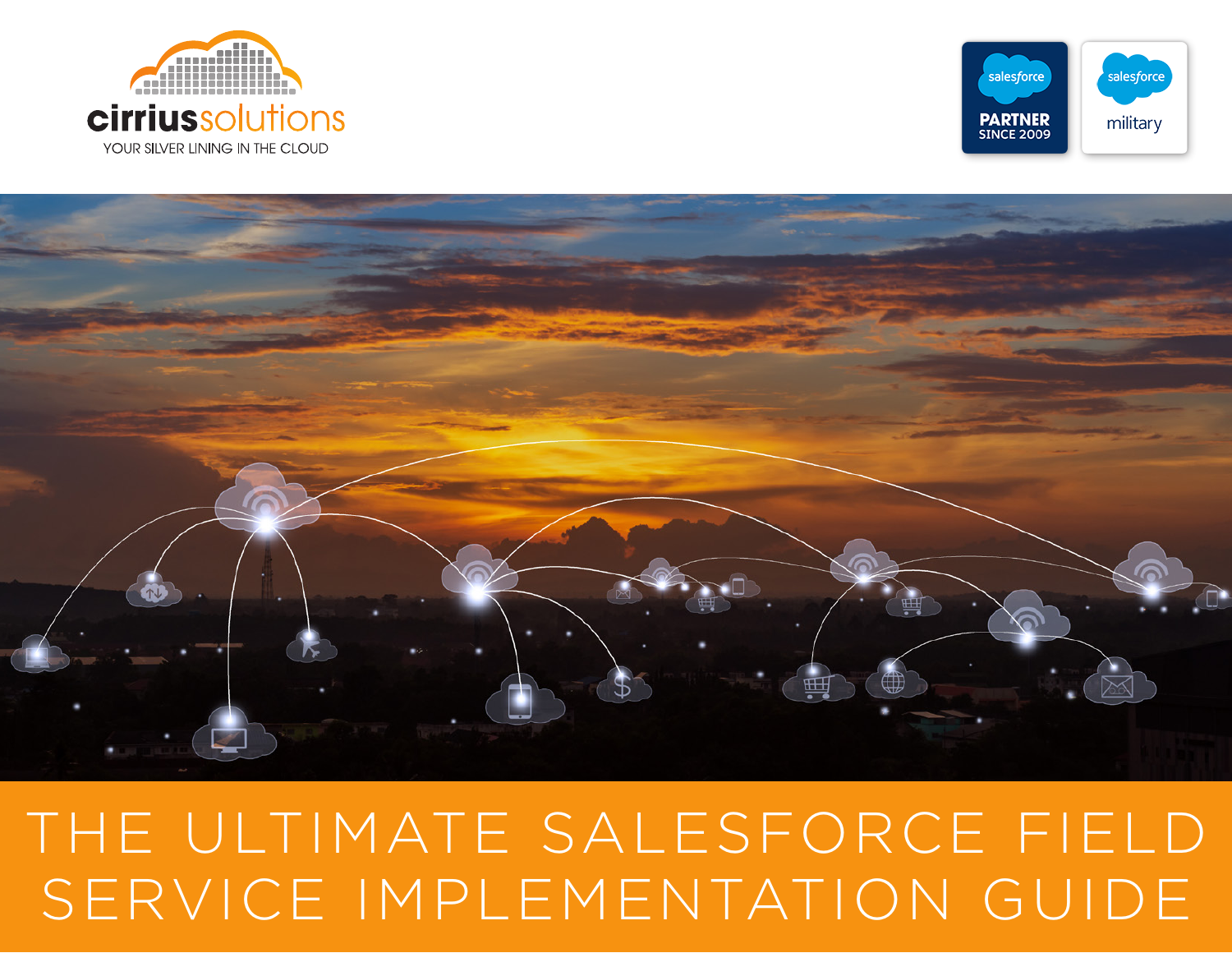cirriussolutions

YOUR SILVER LINING IN THE CLOUD

salesforce PARTNER SINCE 2009

salesforce military

# THE ULTIMATE SALESFORCE FIELD SERVICE IMPLEMENTATION GUIDE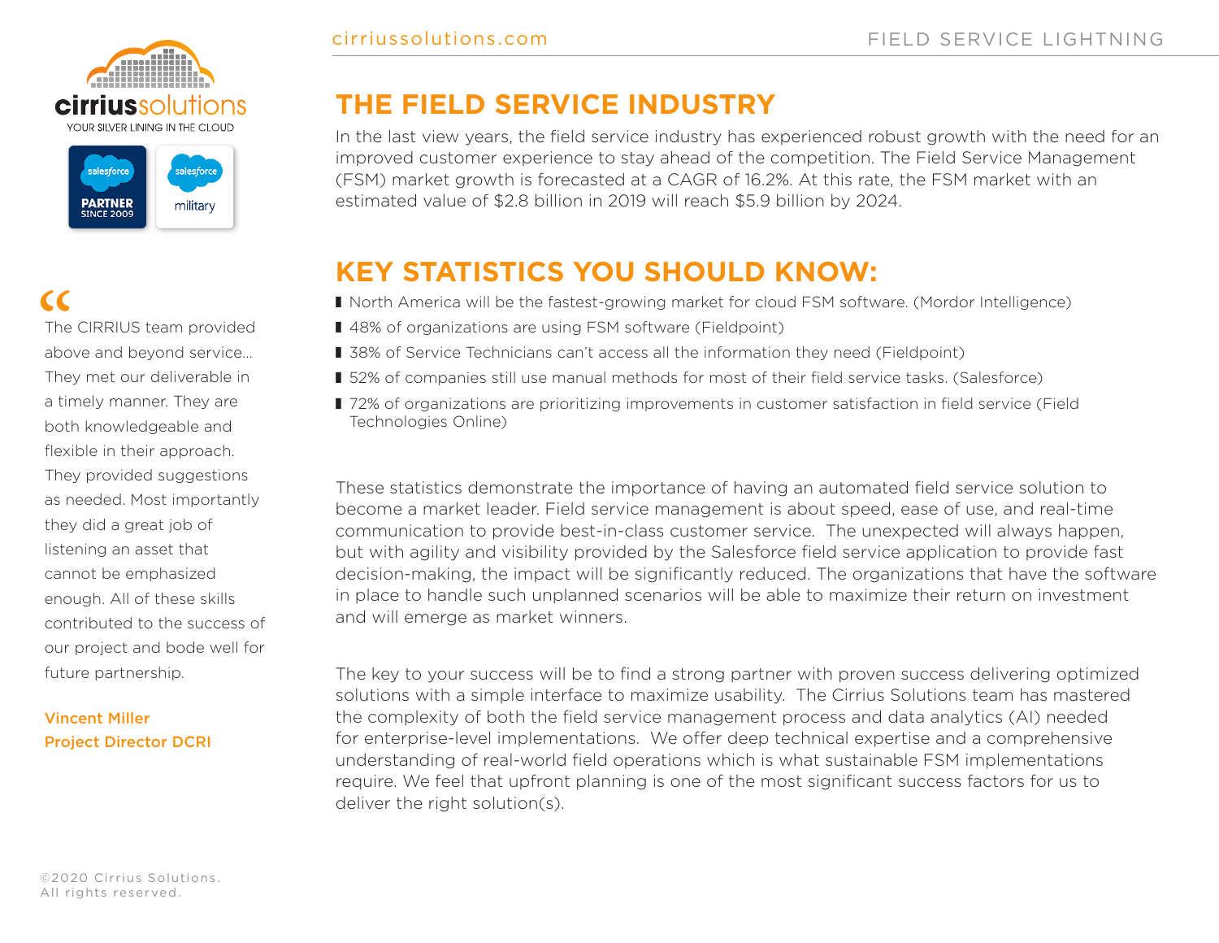## THE FIELD SERVICE INDUSTRY

In the last view years, the field service industry has experienced robust growth with the need for an improved customer experience to stay ahead of the competition. The Field Service Management (FSM) market growth is forecasted at a CAGR of 16.2%. At this rate, the FSM market with an estimated value of $2.8 billion in 2019 will reach $5.9 billion by 2024.

## KEY STATISTICS YOU SHOULD KNOW:

- North America will be the fastest-growing market for cloud FSM software. (Mordor Intelligence)
- 48% of organizations are using FSM software (Fieldpoint)
- 38% of Service Technicians can't access all the information they need (Fieldpoint)
- 52% of companies still use manual methods for most of their field service tasks. (Salesforce)
- 72% of organizations are prioritizing improvements in customer satisfaction in field service (Field Technologies Online)

These statistics demonstrate the importance of having an automated field service solution to become a market leader. Field service management is about speed, ease of use, and real-time communication to provide best-in-class customer service. The unexpected will always happen, but with agility and visibility provided by the Salesforce field service application to provide fast decision-making, the impact will be significantly reduced. The organizations that have the software in place to handle such unplanned scenarios will be able to maximize their return on investment and will emerge as market winners.

The key to your success will be to find a strong partner with proven success delivering optimized solutions with a simple interface to maximize usability. The Cirrius Solutions team has mastered the complexity of both the field service management process and data analytics (AI) needed for enterprise-level implementations. We offer deep technical expertise and a comprehensive understanding of real-world field operations which is what sustainable FSM implementations require. We feel that upfront planning is one of the most significant success factors for us to deliver the right solution(s).

> "The CIRRIUS team provided above and beyond service... They met our deliverable in a timely manner. They are both knowledgeable and flexible in their approach. They provided suggestions as needed. Most importantly they did a great job of listening an asset that cannot be emphasized enough. All of these skills contributed to the success of our project and bode well for future partnership.
>
> **Vincent Miller**
> **Project Director DCRI**

©2020 Cirrius Solutions. All rights reserved.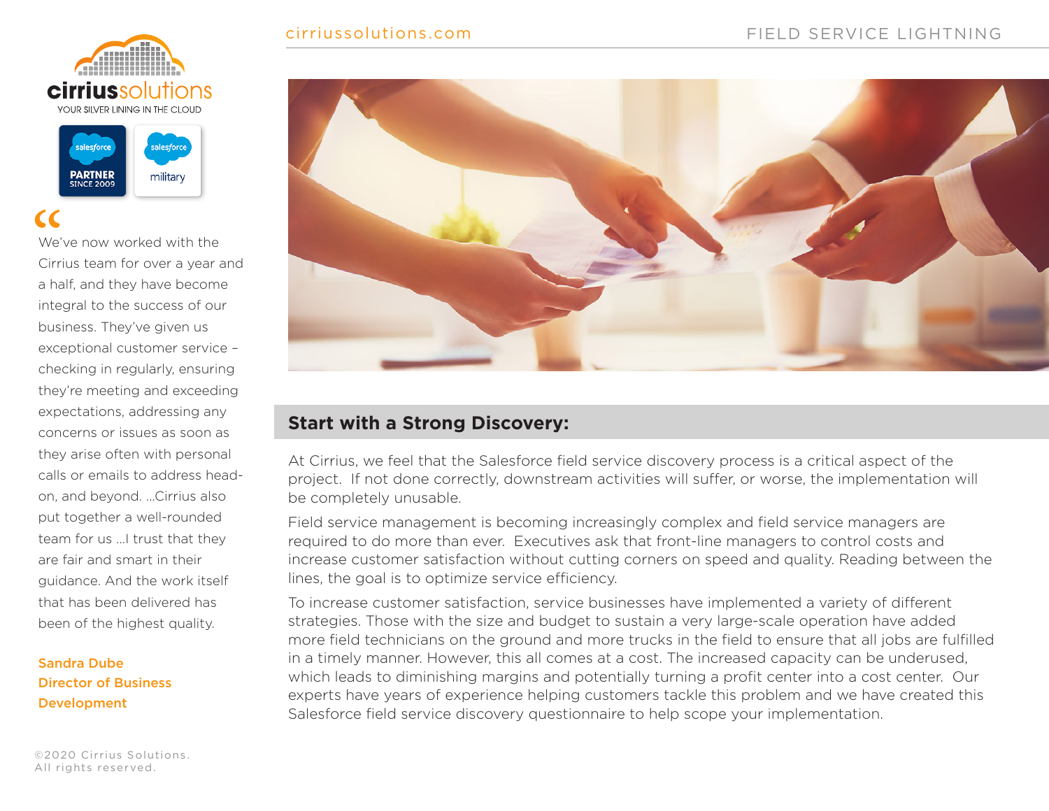## Start with a Strong Discovery:

At Cirrius, we feel that the Salesforce field service discovery process is a critical aspect of the project. If not done correctly, downstream activities will suffer, or worse, the implementation will be completely unusable.

Field service management is becoming increasingly complex and field service managers are required to do more than ever. Executives ask that front-line managers to control costs and increase customer satisfaction without cutting corners on speed and quality. Reading between the lines, the goal is to optimize service efficiency.

To increase customer satisfaction, service businesses have implemented a variety of different strategies. Those with the size and budget to sustain a very large-scale operation have added more field technicians on the ground and more trucks in the field to ensure that all jobs are fulfilled in a timely manner. However, this all comes at a cost. The increased capacity can be underused, which leads to diminishing margins and potentially turning a profit center into a cost center. Our experts have years of experience helping customers tackle this problem and we have created this Salesforce field service discovery questionnaire to help scope your implementation.

> "We've now worked with the Cirrius team for over a year and a half, and they have become integral to the success of our business. They've given us exceptional customer service – checking in regularly, ensuring they're meeting and exceeding expectations, addressing any concerns or issues as soon as they arise often with personal calls or emails to address head-on, and beyond. ...Cirrius also put together a well-rounded team for us ...I trust that they are fair and smart in their guidance. And the work itself that has been delivered has been of the highest quality.
>
> **Sandra Dube**
> **Director of Business Development**

©2020 Cirrius Solutions. All rights reserved.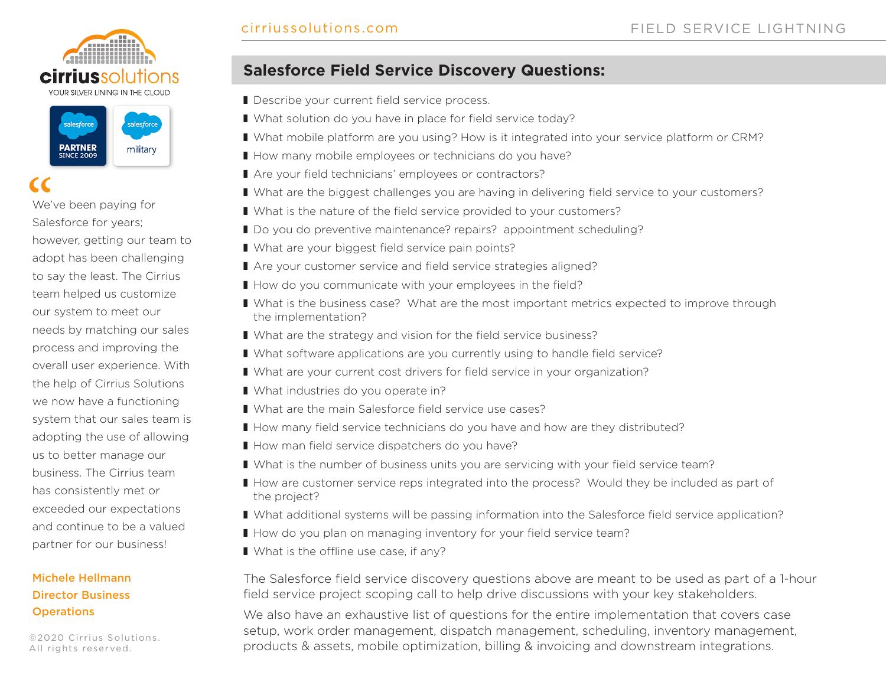cirriussolutions
YOUR SILVER LINING IN THE CLOUD

## Salesforce Field Service Discovery Questions:

- Describe your current field service process.
- What solution do you have in place for field service today?
- What mobile platform are you using? How is it integrated into your service platform or CRM?
- How many mobile employees or technicians do you have?
- Are your field technicians' employees or contractors?
- What are the biggest challenges you are having in delivering field service to your customers?
- What is the nature of the field service provided to your customers?
- Do you do preventive maintenance? repairs? appointment scheduling?
- What are your biggest field service pain points?
- Are your customer service and field service strategies aligned?
- How do you communicate with your employees in the field?
- What is the business case? What are the most important metrics expected to improve through the implementation?
- What are the strategy and vision for the field service business?
- What software applications are you currently using to handle field service?
- What are your current cost drivers for field service in your organization?
- What industries do you operate in?
- What are the main Salesforce field service use cases?
- How many field service technicians do you have and how are they distributed?
- How man field service dispatchers do you have?
- What is the number of business units you are servicing with your field service team?
- How are customer service reps integrated into the process? Would they be included as part of the project?
- What additional systems will be passing information into the Salesforce field service application?
- How do you plan on managing inventory for your field service team?
- What is the offline use case, if any?

The Salesforce field service discovery questions above are meant to be used as part of a 1-hour field service project scoping call to help drive discussions with your key stakeholders.

We also have an exhaustive list of questions for the entire implementation that covers case setup, work order management, dispatch management, scheduling, inventory management, products & assets, mobile optimization, billing & invoicing and downstream integrations.

> We've been paying for Salesforce for years; however, getting our team to adopt has been challenging to say the least. The Cirrius team helped us customize our system to meet our needs by matching our sales process and improving the overall user experience. With the help of Cirrius Solutions we now have a functioning system that our sales team is adopting the use of allowing us to better manage our business. The Cirrius team has consistently met or exceeded our expectations and continue to be a valued partner for our business!

**Michele Hellmann**
**Director Business Operations**

©2020 Cirrius Solutions. All rights reserved.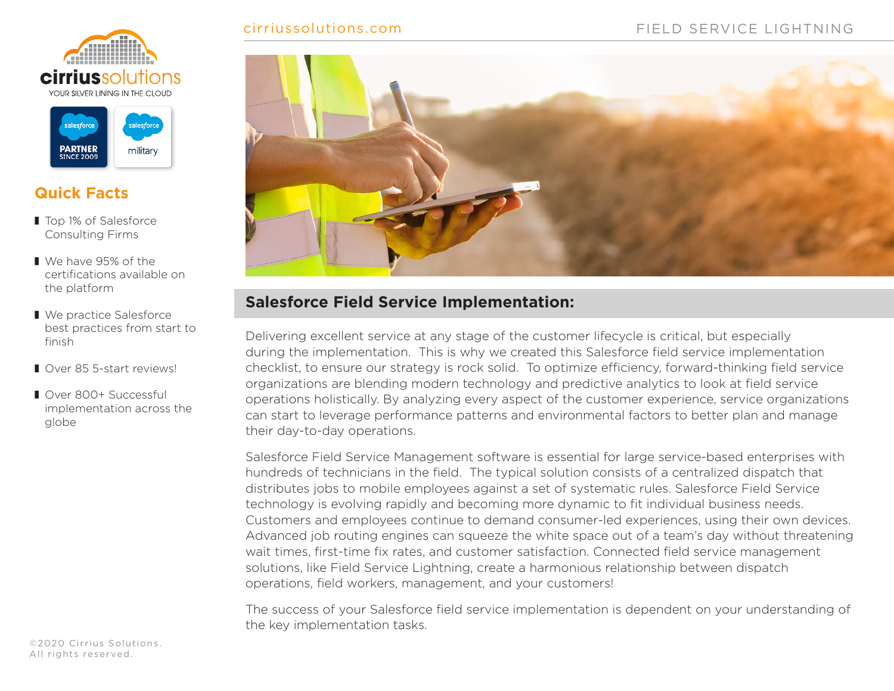cirriussolutions

YOUR SILVER LINING IN THE CLOUD

## Quick Facts

- Top 1% of Salesforce Consulting Firms
- We have 95% of the certifications available on the platform
- We practice Salesforce best practices from start to finish
- Over 85 5-start reviews!
- Over 800+ Successful implementation across the globe

©2020 Cirrius Solutions. All rights reserved.

## Salesforce Field Service Implementation:

Delivering excellent service at any stage of the customer lifecycle is critical, but especially during the implementation. This is why we created this Salesforce field service implementation checklist, to ensure our strategy is rock solid. To optimize efficiency, forward-thinking field service organizations are blending modern technology and predictive analytics to look at field service operations holistically. By analyzing every aspect of the customer experience, service organizations can start to leverage performance patterns and environmental factors to better plan and manage their day-to-day operations.

Salesforce Field Service Management software is essential for large service-based enterprises with hundreds of technicians in the field. The typical solution consists of a centralized dispatch that distributes jobs to mobile employees against a set of systematic rules. Salesforce Field Service technology is evolving rapidly and becoming more dynamic to fit individual business needs. Customers and employees continue to demand consumer-led experiences, using their own devices. Advanced job routing engines can squeeze the white space out of a team's day without threatening wait times, first-time fix rates, and customer satisfaction. Connected field service management solutions, like Field Service Lightning, create a harmonious relationship between dispatch operations, field workers, management, and your customers!

The success of your Salesforce field service implementation is dependent on your understanding of the key implementation tasks.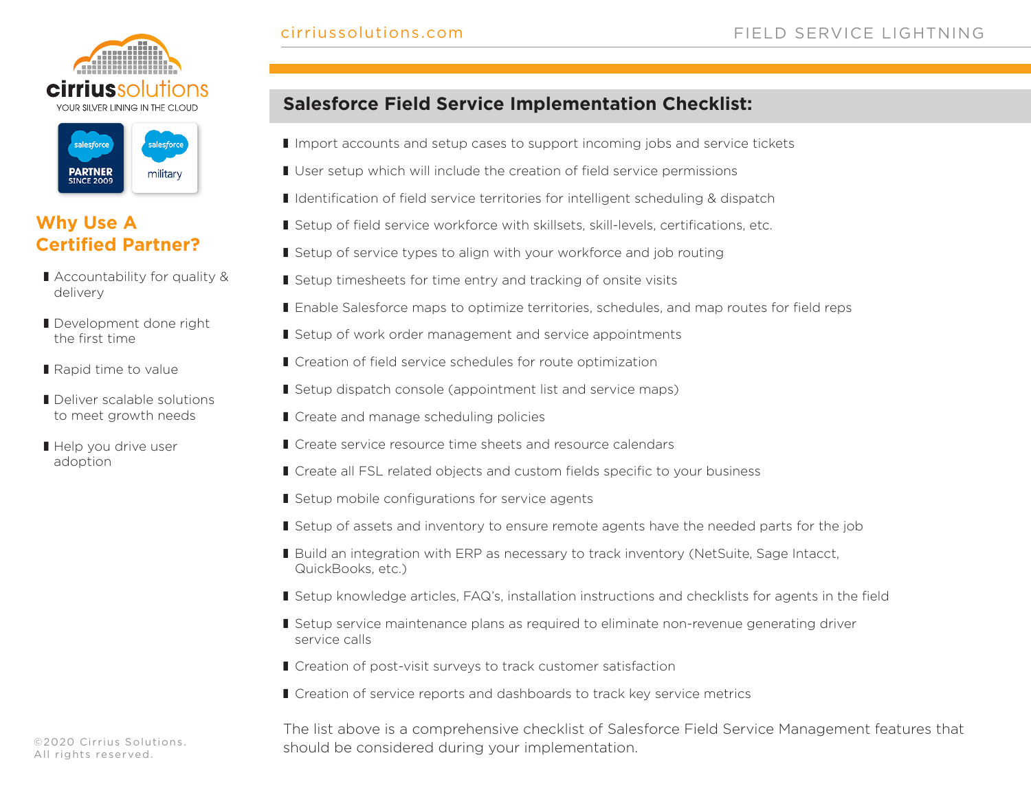## Salesforce Field Service Implementation Checklist:

- Import accounts and setup cases to support incoming jobs and service tickets
- User setup which will include the creation of field service permissions
- Identification of field service territories for intelligent scheduling & dispatch
- Setup of field service workforce with skillsets, skill-levels, certifications, etc.
- Setup of service types to align with your workforce and job routing
- Setup timesheets for time entry and tracking of onsite visits
- Enable Salesforce maps to optimize territories, schedules, and map routes for field reps
- Setup of work order management and service appointments
- Creation of field service schedules for route optimization
- Setup dispatch console (appointment list and service maps)
- Create and manage scheduling policies
- Create service resource time sheets and resource calendars
- Create all FSL related objects and custom fields specific to your business
- Setup mobile configurations for service agents
- Setup of assets and inventory to ensure remote agents have the needed parts for the job
- Build an integration with ERP as necessary to track inventory (NetSuite, Sage Intacct, QuickBooks, etc.)
- Setup knowledge articles, FAQ's, installation instructions and checklists for agents in the field
- Setup service maintenance plans as required to eliminate non-revenue generating driver service calls
- Creation of post-visit surveys to track customer satisfaction
- Creation of service reports and dashboards to track key service metrics

The list above is a comprehensive checklist of Salesforce Field Service Management features that should be considered during your implementation.

## Why Use A Certified Partner?

- Accountability for quality & delivery
- Development done right the first time
- Rapid time to value
- Deliver scalable solutions to meet growth needs
- Help you drive user adoption

©2020 Cirrius Solutions. All rights reserved.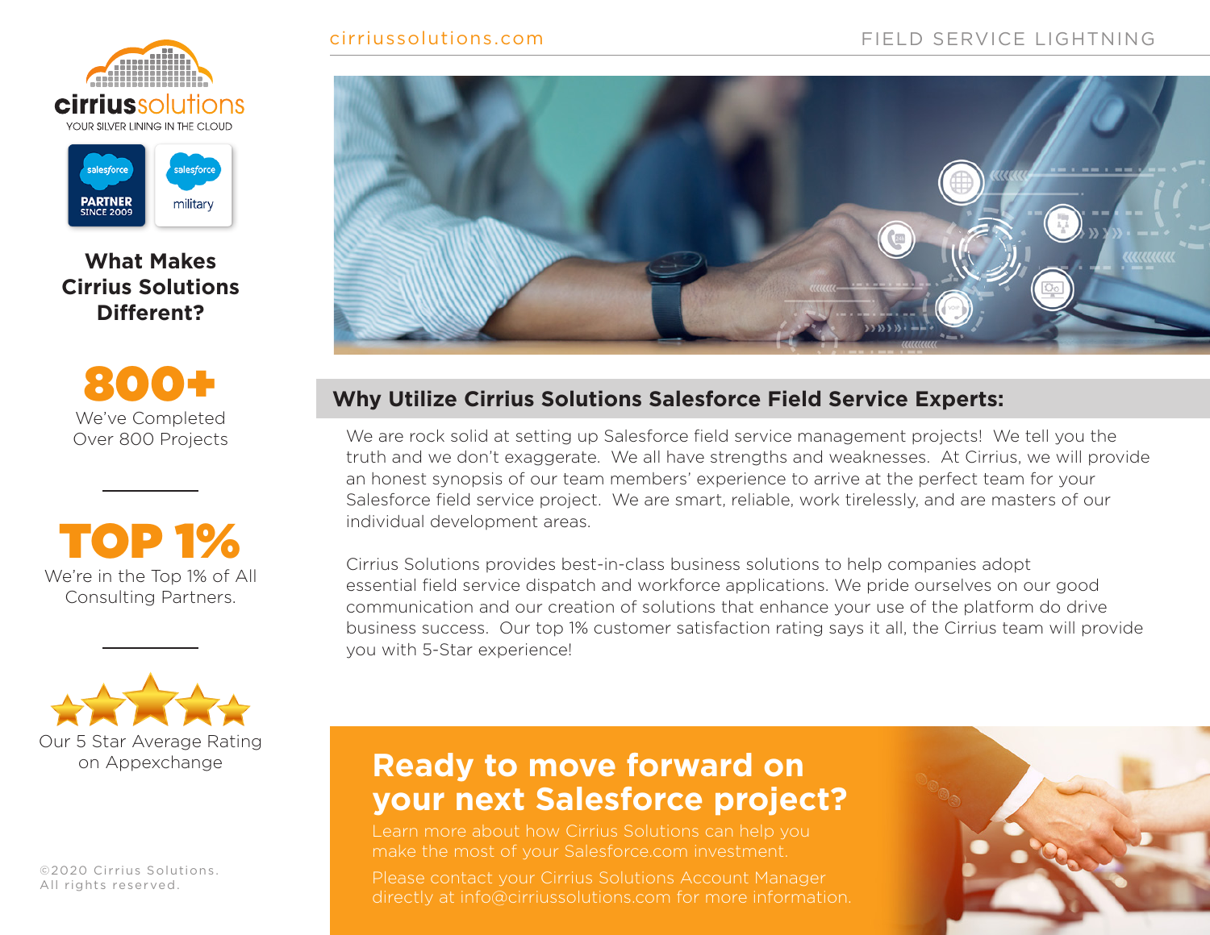cirriussolutions.com

FIELD SERVICE LIGHTNING

cirriussolutions

YOUR SILVER LINING IN THE CLOUD

salesforce PARTNER SINCE 2009

salesforce military

## What Makes Cirrius Solutions Different?

**800+**

We've Completed Over 800 Projects

**TOP 1%**

We're in the Top 1% of All Consulting Partners.

Our 5 Star Average Rating on Appexchange

## Why Utilize Cirrius Solutions Salesforce Field Service Experts:

We are rock solid at setting up Salesforce field service management projects! We tell you the truth and we don't exaggerate. We all have strengths and weaknesses. At Cirrius, we will provide an honest synopsis of our team members' experience to arrive at the perfect team for your Salesforce field service project. We are smart, reliable, work tirelessly, and are masters of our individual development areas.

Cirrius Solutions provides best-in-class business solutions to help companies adopt essential field service dispatch and workforce applications. We pride ourselves on our good communication and our creation of solutions that enhance your use of the platform do drive business success. Our top 1% customer satisfaction rating says it all, the Cirrius team will provide you with 5-Star experience!

## Ready to move forward on your next Salesforce project?

Learn more about how Cirrius Solutions can help you make the most of your Salesforce.com investment.

Please contact your Cirrius Solutions Account Manager directly at info@cirriussolutions.com for more information.

©2020 Cirrius Solutions. All rights reserved.